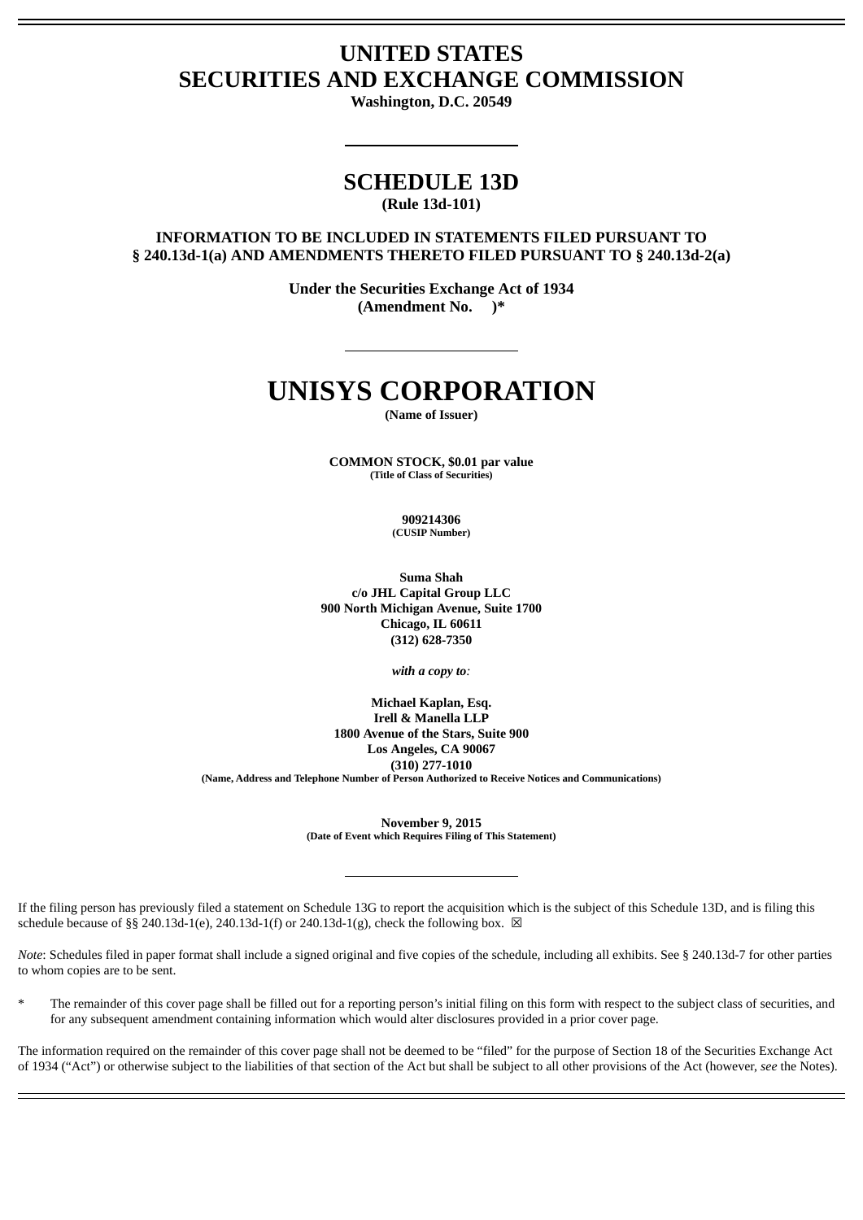# UNITED STATES
# SECURITIES AND EXCHANGE COMMISSION

**Washington, D.C. 20549**

## SCHEDULE 13D

**(Rule 13d-101)**

**INFORMATION TO BE INCLUDED IN STATEMENTS FILED PURSUANT TO § 240.13d-1(a) AND AMENDMENTS THERETO FILED PURSUANT TO § 240.13d-2(a)**

**Under the Securities Exchange Act of 1934**
**(Amendment No. )***

# UNISYS CORPORATION

**(Name of Issuer)**

**COMMON STOCK, $0.01 par value**
**(Title of Class of Securities)**

**909214306**
**(CUSIP Number)**

**Suma Shah**
**c/o JHL Capital Group LLC**
**900 North Michigan Avenue, Suite 1700**
**Chicago, IL 60611**
**(312) 628-7350**

***with a copy to:***

**Michael Kaplan, Esq.**
**Irell & Manella LLP**
**1800 Avenue of the Stars, Suite 900**
**Los Angeles, CA 90067**
**(310) 277-1010**
**(Name, Address and Telephone Number of Person Authorized to Receive Notices and Communications)**

**November 9, 2015**
**(Date of Event which Requires Filing of This Statement)**

If the filing person has previously filed a statement on Schedule 13G to report the acquisition which is the subject of this Schedule 13D, and is filing this schedule because of §§ 240.13d-1(e), 240.13d-1(f) or 240.13d-1(g), check the following box. ☒

*Note*: Schedules filed in paper format shall include a signed original and five copies of the schedule, including all exhibits. See § 240.13d-7 for other parties to whom copies are to be sent.

\* The remainder of this cover page shall be filled out for a reporting person's initial filing on this form with respect to the subject class of securities, and for any subsequent amendment containing information which would alter disclosures provided in a prior cover page.

The information required on the remainder of this cover page shall not be deemed to be "filed" for the purpose of Section 18 of the Securities Exchange Act of 1934 ("Act") or otherwise subject to the liabilities of that section of the Act but shall be subject to all other provisions of the Act (however, *see* the Notes).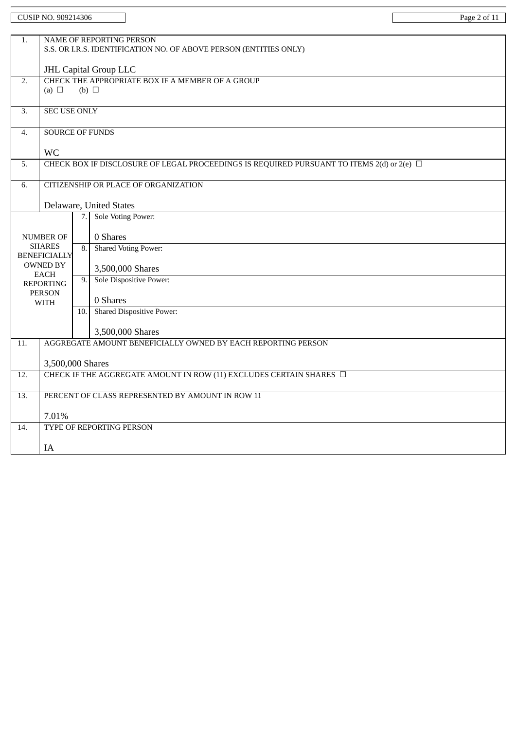CUSIP NO. 909214306

| | | | |
|---|---|---|---|
| 1. | NAME OF REPORTING PERSON<br>S.S. OR I.R.S. IDENTIFICATION NO. OF ABOVE PERSON (ENTITIES ONLY)<br><br>JHL Capital Group LLC | | |
| 2. | CHECK THE APPROPRIATE BOX IF A MEMBER OF A GROUP<br>(a) ☐ (b) ☐ | | |
| 3. | SEC USE ONLY | | |
| 4. | SOURCE OF FUNDS<br><br>WC | | |
| 5. | CHECK BOX IF DISCLOSURE OF LEGAL PROCEEDINGS IS REQUIRED PURSUANT TO ITEMS 2(d) or 2(e) ☐ | | |
| 6. | CITIZENSHIP OR PLACE OF ORGANIZATION<br><br>Delaware, United States | | |
| NUMBER OF SHARES BENEFICIALLY OWNED BY EACH REPORTING PERSON WITH | | 7. | Sole Voting Power:<br><br>0 Shares |
| | | 8. | Shared Voting Power:<br><br>3,500,000 Shares |
| | | 9. | Sole Dispositive Power:<br><br>0 Shares |
| | | 10. | Shared Dispositive Power:<br><br>3,500,000 Shares |
| 11. | AGGREGATE AMOUNT BENEFICIALLY OWNED BY EACH REPORTING PERSON<br><br>3,500,000 Shares | | |
| 12. | CHECK IF THE AGGREGATE AMOUNT IN ROW (11) EXCLUDES CERTAIN SHARES ☐ | | |
| 13. | PERCENT OF CLASS REPRESENTED BY AMOUNT IN ROW 11<br><br>7.01% | | |
| 14. | TYPE OF REPORTING PERSON<br><br>IA | | |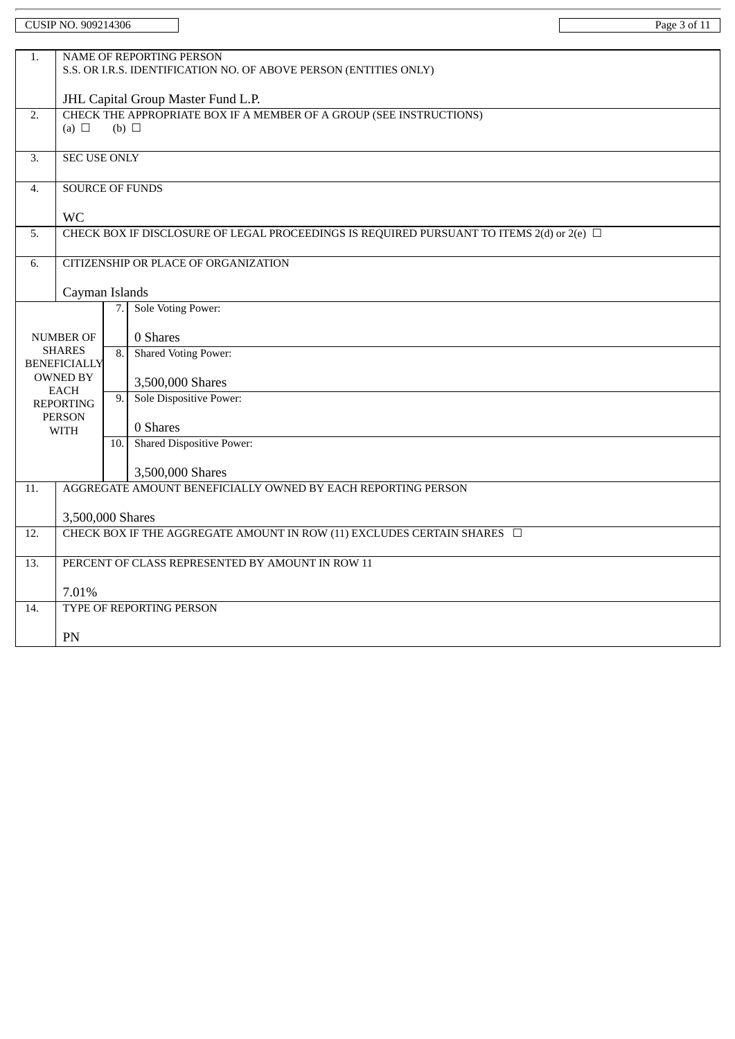CUSIP NO. 909214306

| | | | |
|---|---|---|---|
| 1. | NAME OF REPORTING PERSON<br>S.S. OR I.R.S. IDENTIFICATION NO. OF ABOVE PERSON (ENTITIES ONLY)<br><br>JHL Capital Group Master Fund L.P. | | |
| 2. | CHECK THE APPROPRIATE BOX IF A MEMBER OF A GROUP (SEE INSTRUCTIONS)<br>(a) ☐ (b) ☐ | | |
| 3. | SEC USE ONLY | | |
| 4. | SOURCE OF FUNDS<br><br>WC | | |
| 5. | CHECK BOX IF DISCLOSURE OF LEGAL PROCEEDINGS IS REQUIRED PURSUANT TO ITEMS 2(d) or 2(e) ☐ | | |
| 6. | CITIZENSHIP OR PLACE OF ORGANIZATION<br><br>Cayman Islands | | |
| NUMBER OF SHARES BENEFICIALLY OWNED BY EACH REPORTING PERSON WITH | 7. | Sole Voting Power:<br><br>0 Shares | |
| | 8. | Shared Voting Power:<br><br>3,500,000 Shares | |
| | 9. | Sole Dispositive Power:<br><br>0 Shares | |
| | 10. | Shared Dispositive Power:<br><br>3,500,000 Shares | |
| 11. | AGGREGATE AMOUNT BENEFICIALLY OWNED BY EACH REPORTING PERSON<br><br>3,500,000 Shares | | |
| 12. | CHECK BOX IF THE AGGREGATE AMOUNT IN ROW (11) EXCLUDES CERTAIN SHARES ☐ | | |
| 13. | PERCENT OF CLASS REPRESENTED BY AMOUNT IN ROW 11<br><br>7.01% | | |
| 14. | TYPE OF REPORTING PERSON<br><br>PN | | |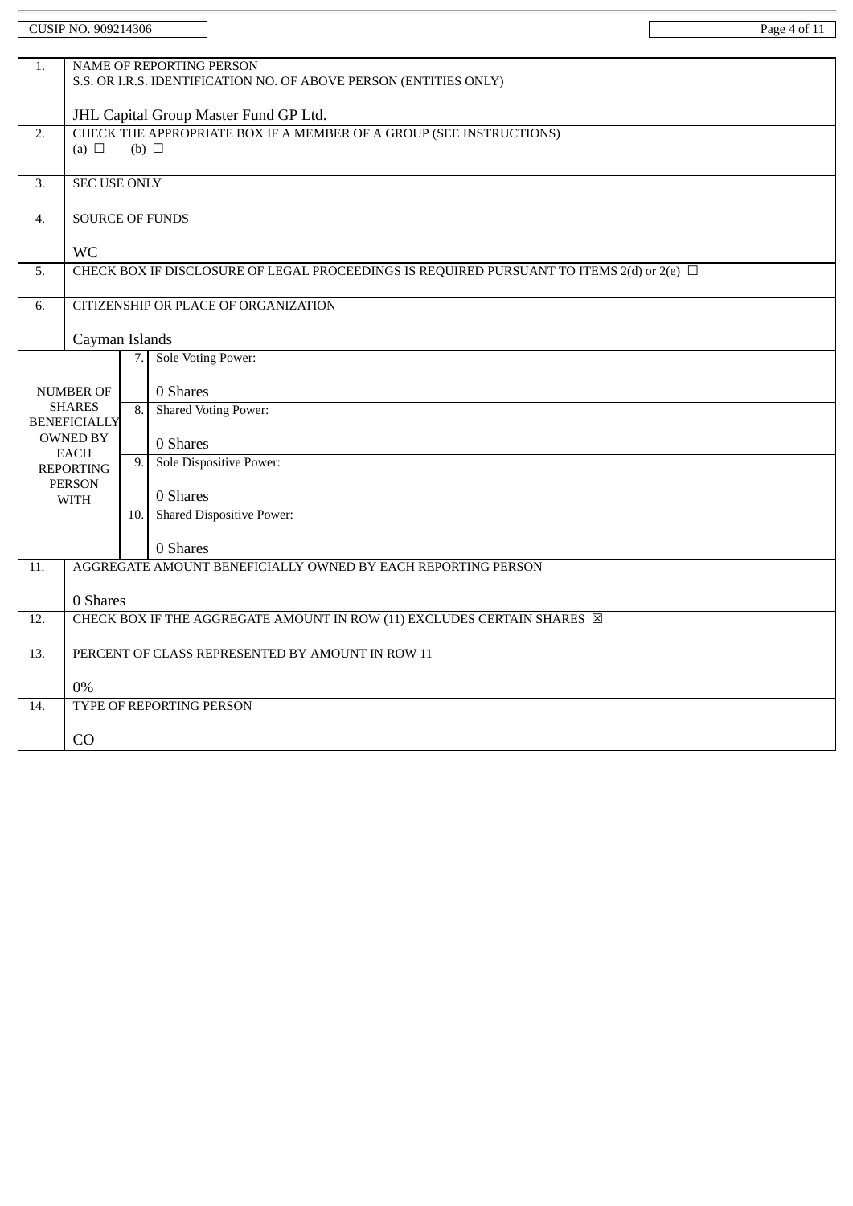CUSIP NO. 909214306

| | | | |
|---|---|---|---|
| 1. | NAME OF REPORTING PERSON<br>S.S. OR I.R.S. IDENTIFICATION NO. OF ABOVE PERSON (ENTITIES ONLY)<br><br>JHL Capital Group Master Fund GP Ltd. | | |
| 2. | CHECK THE APPROPRIATE BOX IF A MEMBER OF A GROUP (SEE INSTRUCTIONS)<br>(a) ☐ (b) ☐ | | |
| 3. | SEC USE ONLY | | |
| 4. | SOURCE OF FUNDS<br><br>WC | | |
| 5. | CHECK BOX IF DISCLOSURE OF LEGAL PROCEEDINGS IS REQUIRED PURSUANT TO ITEMS 2(d) or 2(e) ☐ | | |
| 6. | CITIZENSHIP OR PLACE OF ORGANIZATION<br><br>Cayman Islands | | |
| NUMBER OF SHARES BENEFICIALLY OWNED BY EACH REPORTING PERSON WITH | | 7. | Sole Voting Power:<br><br>0 Shares |
| | | 8. | Shared Voting Power:<br><br>0 Shares |
| | | 9. | Sole Dispositive Power:<br><br>0 Shares |
| | | 10. | Shared Dispositive Power:<br><br>0 Shares |
| 11. | AGGREGATE AMOUNT BENEFICIALLY OWNED BY EACH REPORTING PERSON<br><br>0 Shares | | |
| 12. | CHECK BOX IF THE AGGREGATE AMOUNT IN ROW (11) EXCLUDES CERTAIN SHARES ☒ | | |
| 13. | PERCENT OF CLASS REPRESENTED BY AMOUNT IN ROW 11<br><br>0% | | |
| 14. | TYPE OF REPORTING PERSON<br><br>CO | | |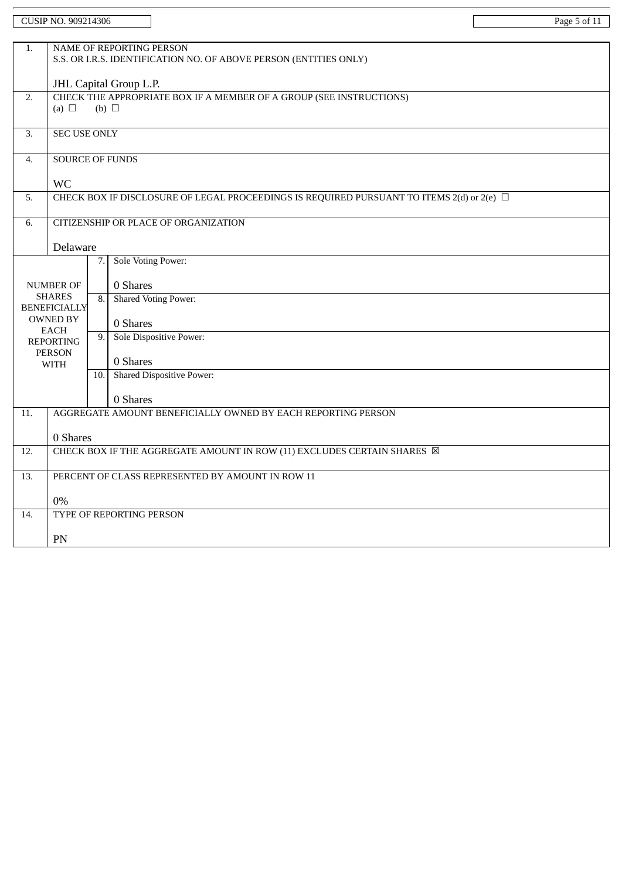CUSIP NO. 909214306

| | | | |
|---|---|---|---|
| 1. | NAME OF REPORTING PERSON<br>S.S. OR I.R.S. IDENTIFICATION NO. OF ABOVE PERSON (ENTITIES ONLY)<br><br>JHL Capital Group L.P. | | |
| 2. | CHECK THE APPROPRIATE BOX IF A MEMBER OF A GROUP (SEE INSTRUCTIONS)<br>(a) ☐ (b) ☐ | | |
| 3. | SEC USE ONLY | | |
| 4. | SOURCE OF FUNDS<br><br>WC | | |
| 5. | CHECK BOX IF DISCLOSURE OF LEGAL PROCEEDINGS IS REQUIRED PURSUANT TO ITEMS 2(d) or 2(e) ☐ | | |
| 6. | CITIZENSHIP OR PLACE OF ORGANIZATION<br><br>Delaware | | |
| NUMBER OF SHARES BENEFICIALLY OWNED BY EACH REPORTING PERSON WITH | | 7. | Sole Voting Power:<br><br>0 Shares |
| | | 8. | Shared Voting Power:<br><br>0 Shares |
| | | 9. | Sole Dispositive Power:<br><br>0 Shares |
| | | 10. | Shared Dispositive Power:<br><br>0 Shares |
| 11. | AGGREGATE AMOUNT BENEFICIALLY OWNED BY EACH REPORTING PERSON<br><br>0 Shares | | |
| 12. | CHECK BOX IF THE AGGREGATE AMOUNT IN ROW (11) EXCLUDES CERTAIN SHARES ☒ | | |
| 13. | PERCENT OF CLASS REPRESENTED BY AMOUNT IN ROW 11<br><br>0% | | |
| 14. | TYPE OF REPORTING PERSON<br><br>PN | | |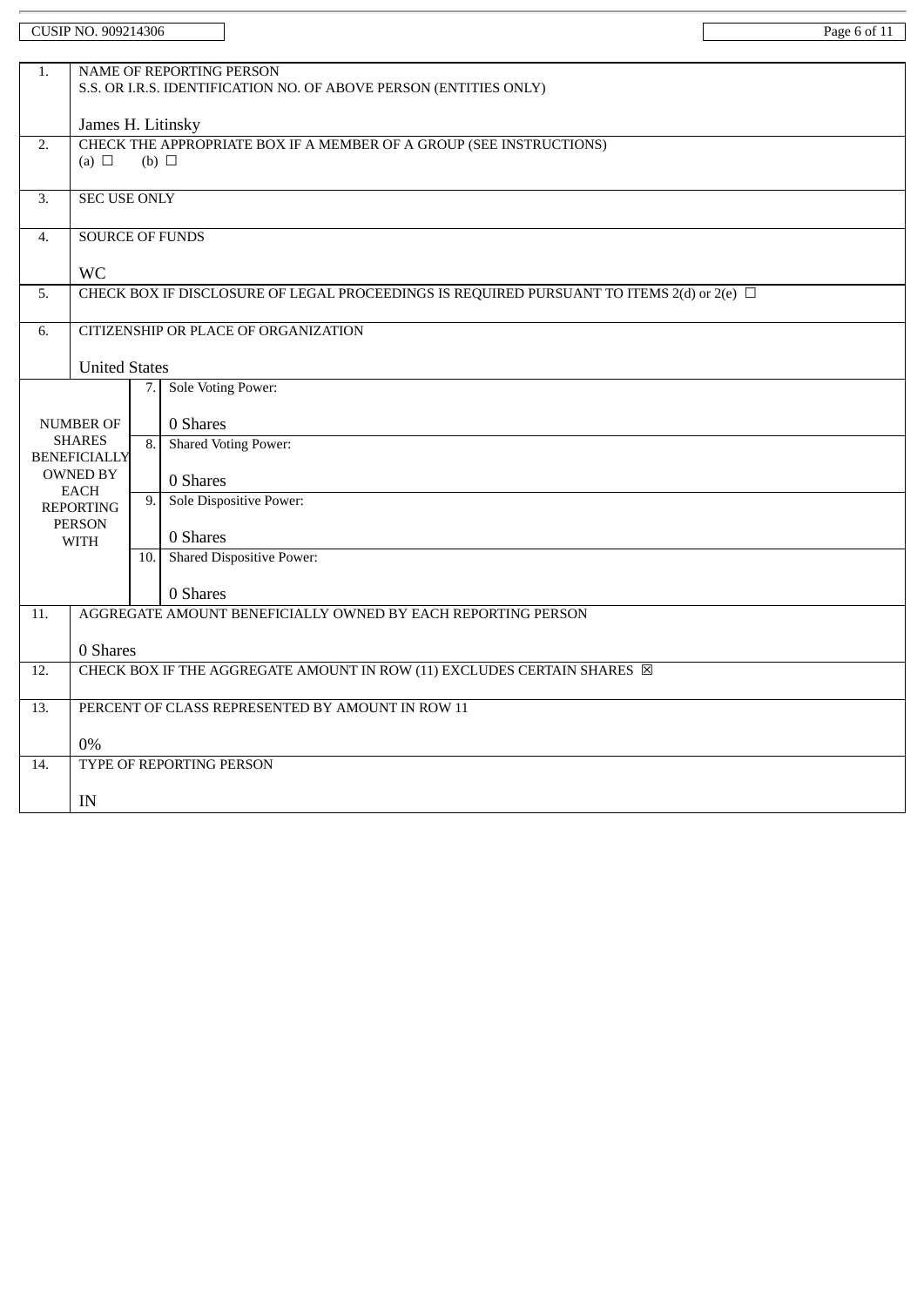CUSIP NO. 909214306

| | | | |
|---|---|---|---|
| 1. | NAME OF REPORTING PERSON<br>S.S. OR I.R.S. IDENTIFICATION NO. OF ABOVE PERSON (ENTITIES ONLY)<br><br>James H. Litinsky | | |
| 2. | CHECK THE APPROPRIATE BOX IF A MEMBER OF A GROUP (SEE INSTRUCTIONS)<br>(a) ☐ (b) ☐ | | |
| 3. | SEC USE ONLY | | |
| 4. | SOURCE OF FUNDS<br><br>WC | | |
| 5. | CHECK BOX IF DISCLOSURE OF LEGAL PROCEEDINGS IS REQUIRED PURSUANT TO ITEMS 2(d) or 2(e) ☐ | | |
| 6. | CITIZENSHIP OR PLACE OF ORGANIZATION<br><br>United States | | |
| NUMBER OF SHARES BENEFICIALLY OWNED BY EACH REPORTING PERSON WITH | | 7. | Sole Voting Power:<br><br>0 Shares |
| | | 8. | Shared Voting Power:<br><br>0 Shares |
| | | 9. | Sole Dispositive Power:<br><br>0 Shares |
| | | 10. | Shared Dispositive Power:<br><br>0 Shares |
| 11. | AGGREGATE AMOUNT BENEFICIALLY OWNED BY EACH REPORTING PERSON<br><br>0 Shares | | |
| 12. | CHECK BOX IF THE AGGREGATE AMOUNT IN ROW (11) EXCLUDES CERTAIN SHARES ☒ | | |
| 13. | PERCENT OF CLASS REPRESENTED BY AMOUNT IN ROW 11<br><br>0% | | |
| 14. | TYPE OF REPORTING PERSON<br><br>IN | | |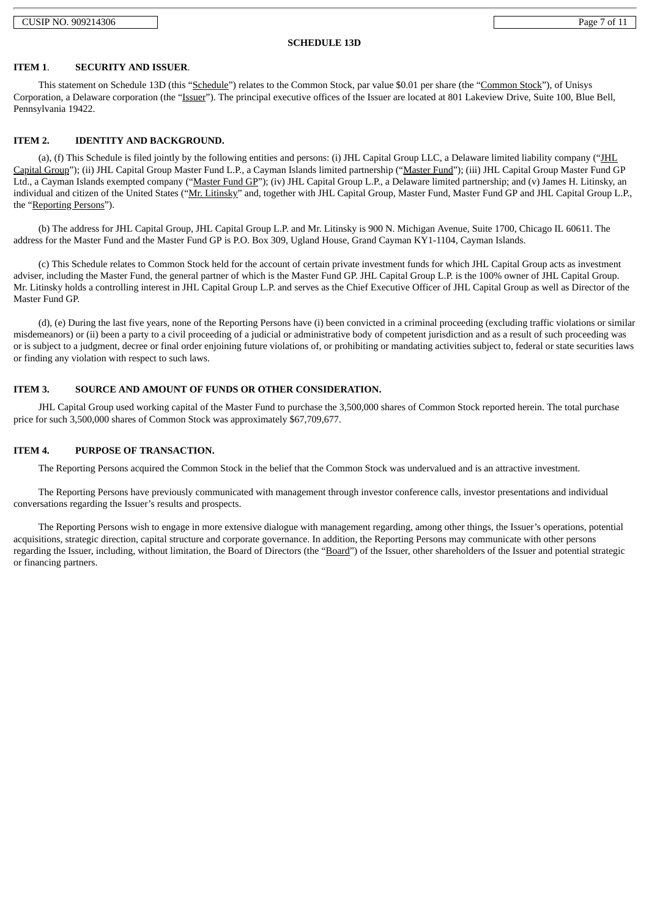## SCHEDULE 13D

### ITEM 1. SECURITY AND ISSUER.

This statement on Schedule 13D (this "Schedule") relates to the Common Stock, par value $0.01 per share (the "Common Stock"), of Unisys Corporation, a Delaware corporation (the "Issuer"). The principal executive offices of the Issuer are located at 801 Lakeview Drive, Suite 100, Blue Bell, Pennsylvania 19422.

### ITEM 2. IDENTITY AND BACKGROUND.

(a), (f) This Schedule is filed jointly by the following entities and persons: (i) JHL Capital Group LLC, a Delaware limited liability company ("JHL Capital Group"); (ii) JHL Capital Group Master Fund L.P., a Cayman Islands limited partnership ("Master Fund"); (iii) JHL Capital Group Master Fund GP Ltd., a Cayman Islands exempted company ("Master Fund GP"); (iv) JHL Capital Group L.P., a Delaware limited partnership; and (v) James H. Litinsky, an individual and citizen of the United States ("Mr. Litinsky" and, together with JHL Capital Group, Master Fund, Master Fund GP and JHL Capital Group L.P., the "Reporting Persons").

(b) The address for JHL Capital Group, JHL Capital Group L.P. and Mr. Litinsky is 900 N. Michigan Avenue, Suite 1700, Chicago IL 60611. The address for the Master Fund and the Master Fund GP is P.O. Box 309, Ugland House, Grand Cayman KY1-1104, Cayman Islands.

(c) This Schedule relates to Common Stock held for the account of certain private investment funds for which JHL Capital Group acts as investment adviser, including the Master Fund, the general partner of which is the Master Fund GP. JHL Capital Group L.P. is the 100% owner of JHL Capital Group. Mr. Litinsky holds a controlling interest in JHL Capital Group L.P. and serves as the Chief Executive Officer of JHL Capital Group as well as Director of the Master Fund GP.

(d), (e) During the last five years, none of the Reporting Persons have (i) been convicted in a criminal proceeding (excluding traffic violations or similar misdemeanors) or (ii) been a party to a civil proceeding of a judicial or administrative body of competent jurisdiction and as a result of such proceeding was or is subject to a judgment, decree or final order enjoining future violations of, or prohibiting or mandating activities subject to, federal or state securities laws or finding any violation with respect to such laws.

### ITEM 3. SOURCE AND AMOUNT OF FUNDS OR OTHER CONSIDERATION.

JHL Capital Group used working capital of the Master Fund to purchase the 3,500,000 shares of Common Stock reported herein. The total purchase price for such 3,500,000 shares of Common Stock was approximately $67,709,677.

### ITEM 4. PURPOSE OF TRANSACTION.

The Reporting Persons acquired the Common Stock in the belief that the Common Stock was undervalued and is an attractive investment.

The Reporting Persons have previously communicated with management through investor conference calls, investor presentations and individual conversations regarding the Issuer's results and prospects.

The Reporting Persons wish to engage in more extensive dialogue with management regarding, among other things, the Issuer's operations, potential acquisitions, strategic direction, capital structure and corporate governance. In addition, the Reporting Persons may communicate with other persons regarding the Issuer, including, without limitation, the Board of Directors (the "Board") of the Issuer, other shareholders of the Issuer and potential strategic or financing partners.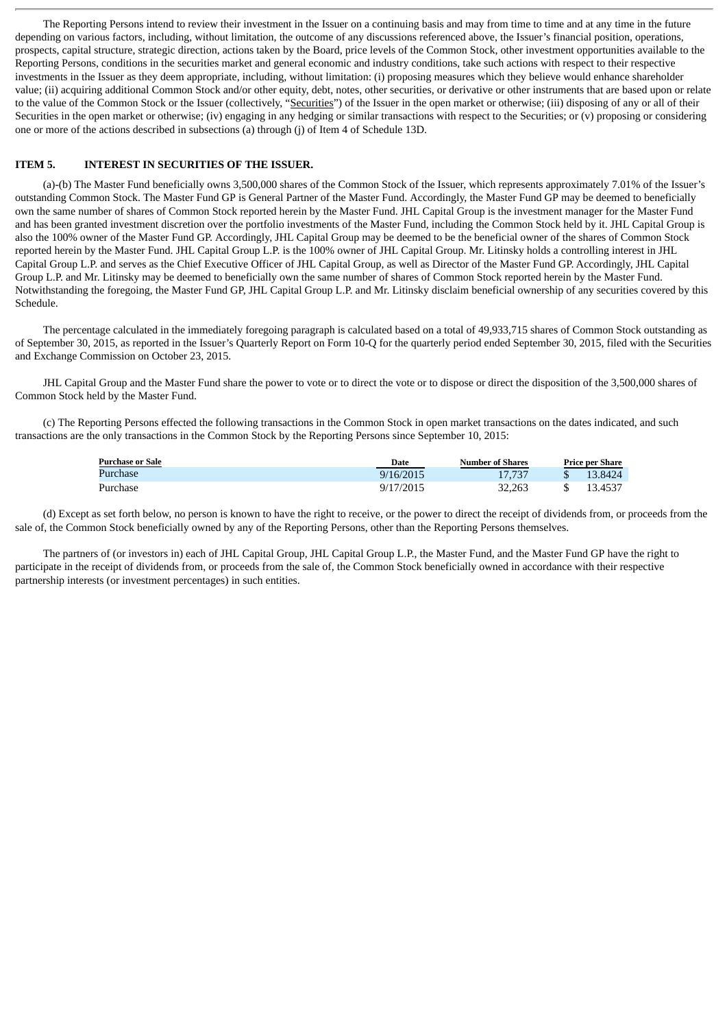The Reporting Persons intend to review their investment in the Issuer on a continuing basis and may from time to time and at any time in the future depending on various factors, including, without limitation, the outcome of any discussions referenced above, the Issuer's financial position, operations, prospects, capital structure, strategic direction, actions taken by the Board, price levels of the Common Stock, other investment opportunities available to the Reporting Persons, conditions in the securities market and general economic and industry conditions, take such actions with respect to their respective investments in the Issuer as they deem appropriate, including, without limitation: (i) proposing measures which they believe would enhance shareholder value; (ii) acquiring additional Common Stock and/or other equity, debt, notes, other securities, or derivative or other instruments that are based upon or relate to the value of the Common Stock or the Issuer (collectively, "Securities") of the Issuer in the open market or otherwise; (iii) disposing of any or all of their Securities in the open market or otherwise; (iv) engaging in any hedging or similar transactions with respect to the Securities; or (v) proposing or considering one or more of the actions described in subsections (a) through (j) of Item 4 of Schedule 13D.

## ITEM 5. INTEREST IN SECURITIES OF THE ISSUER.

(a)-(b) The Master Fund beneficially owns 3,500,000 shares of the Common Stock of the Issuer, which represents approximately 7.01% of the Issuer's outstanding Common Stock. The Master Fund GP is General Partner of the Master Fund. Accordingly, the Master Fund GP may be deemed to beneficially own the same number of shares of Common Stock reported herein by the Master Fund. JHL Capital Group is the investment manager for the Master Fund and has been granted investment discretion over the portfolio investments of the Master Fund, including the Common Stock held by it. JHL Capital Group is also the 100% owner of the Master Fund GP. Accordingly, JHL Capital Group may be deemed to be the beneficial owner of the shares of Common Stock reported herein by the Master Fund. JHL Capital Group L.P. is the 100% owner of JHL Capital Group. Mr. Litinsky holds a controlling interest in JHL Capital Group L.P. and serves as the Chief Executive Officer of JHL Capital Group, as well as Director of the Master Fund GP. Accordingly, JHL Capital Group L.P. and Mr. Litinsky may be deemed to beneficially own the same number of shares of Common Stock reported herein by the Master Fund. Notwithstanding the foregoing, the Master Fund GP, JHL Capital Group L.P. and Mr. Litinsky disclaim beneficial ownership of any securities covered by this Schedule.

The percentage calculated in the immediately foregoing paragraph is calculated based on a total of 49,933,715 shares of Common Stock outstanding as of September 30, 2015, as reported in the Issuer's Quarterly Report on Form 10-Q for the quarterly period ended September 30, 2015, filed with the Securities and Exchange Commission on October 23, 2015.

JHL Capital Group and the Master Fund share the power to vote or to direct the vote or to dispose or direct the disposition of the 3,500,000 shares of Common Stock held by the Master Fund.

(c) The Reporting Persons effected the following transactions in the Common Stock in open market transactions on the dates indicated, and such transactions are the only transactions in the Common Stock by the Reporting Persons since September 10, 2015:

| Purchase or Sale | Date | Number of Shares | Price per Share |
|---|---|---|---|
| Purchase | 9/16/2015 | 17,737 | $ 13.8424 |
| Purchase | 9/17/2015 | 32,263 | $ 13.4537 |

(d) Except as set forth below, no person is known to have the right to receive, or the power to direct the receipt of dividends from, or proceeds from the sale of, the Common Stock beneficially owned by any of the Reporting Persons, other than the Reporting Persons themselves.

The partners of (or investors in) each of JHL Capital Group, JHL Capital Group L.P., the Master Fund, and the Master Fund GP have the right to participate in the receipt of dividends from, or proceeds from the sale of, the Common Stock beneficially owned in accordance with their respective partnership interests (or investment percentages) in such entities.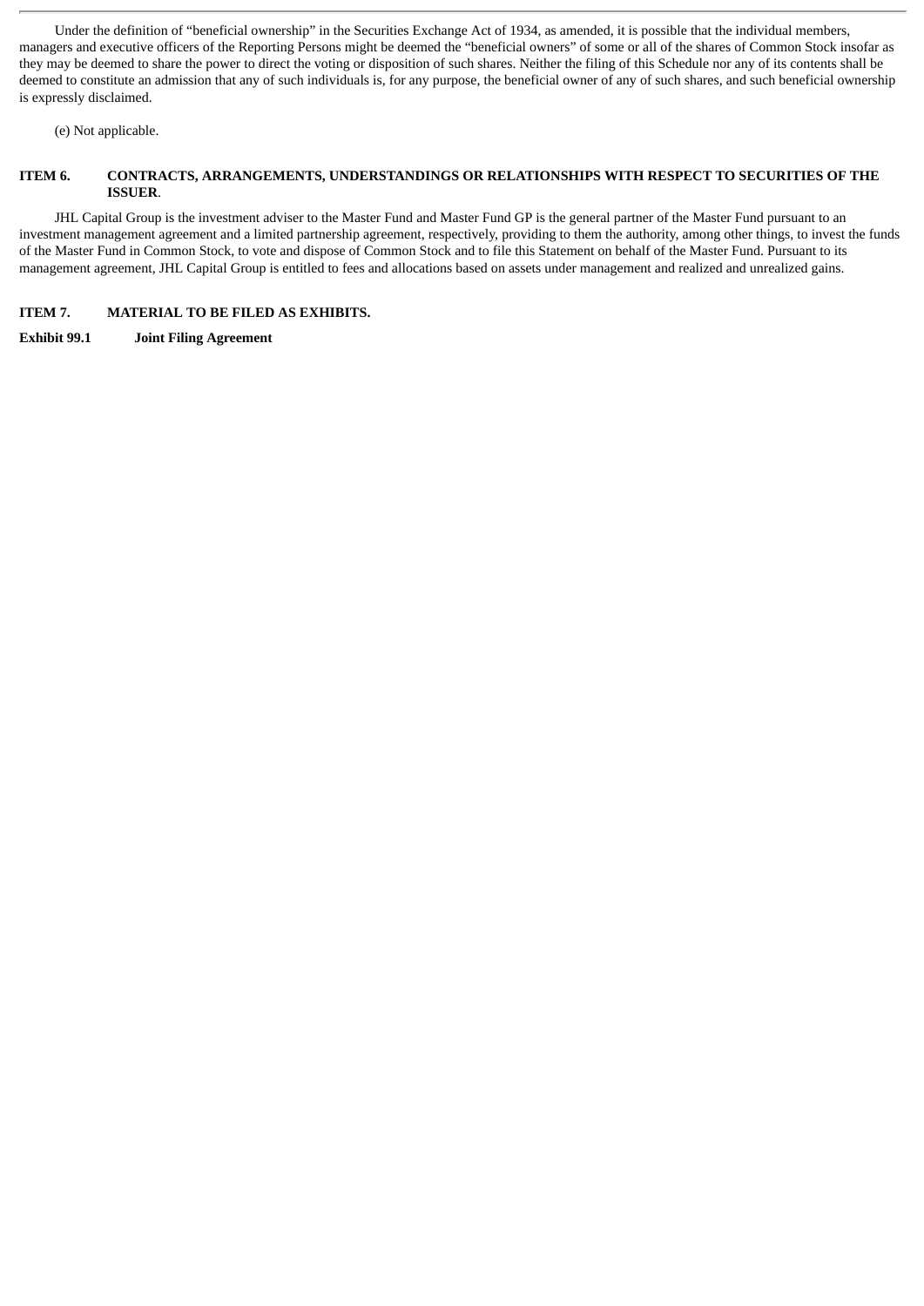Under the definition of "beneficial ownership" in the Securities Exchange Act of 1934, as amended, it is possible that the individual members, managers and executive officers of the Reporting Persons might be deemed the "beneficial owners" of some or all of the shares of Common Stock insofar as they may be deemed to share the power to direct the voting or disposition of such shares. Neither the filing of this Schedule nor any of its contents shall be deemed to constitute an admission that any of such individuals is, for any purpose, the beneficial owner of any of such shares, and such beneficial ownership is expressly disclaimed.

(e) Not applicable.

## ITEM 6. CONTRACTS, ARRANGEMENTS, UNDERSTANDINGS OR RELATIONSHIPS WITH RESPECT TO SECURITIES OF THE ISSUER.

JHL Capital Group is the investment adviser to the Master Fund and Master Fund GP is the general partner of the Master Fund pursuant to an investment management agreement and a limited partnership agreement, respectively, providing to them the authority, among other things, to invest the funds of the Master Fund in Common Stock, to vote and dispose of Common Stock and to file this Statement on behalf of the Master Fund. Pursuant to its management agreement, JHL Capital Group is entitled to fees and allocations based on assets under management and realized and unrealized gains.

## ITEM 7. MATERIAL TO BE FILED AS EXHIBITS.

**Exhibit 99.1 Joint Filing Agreement**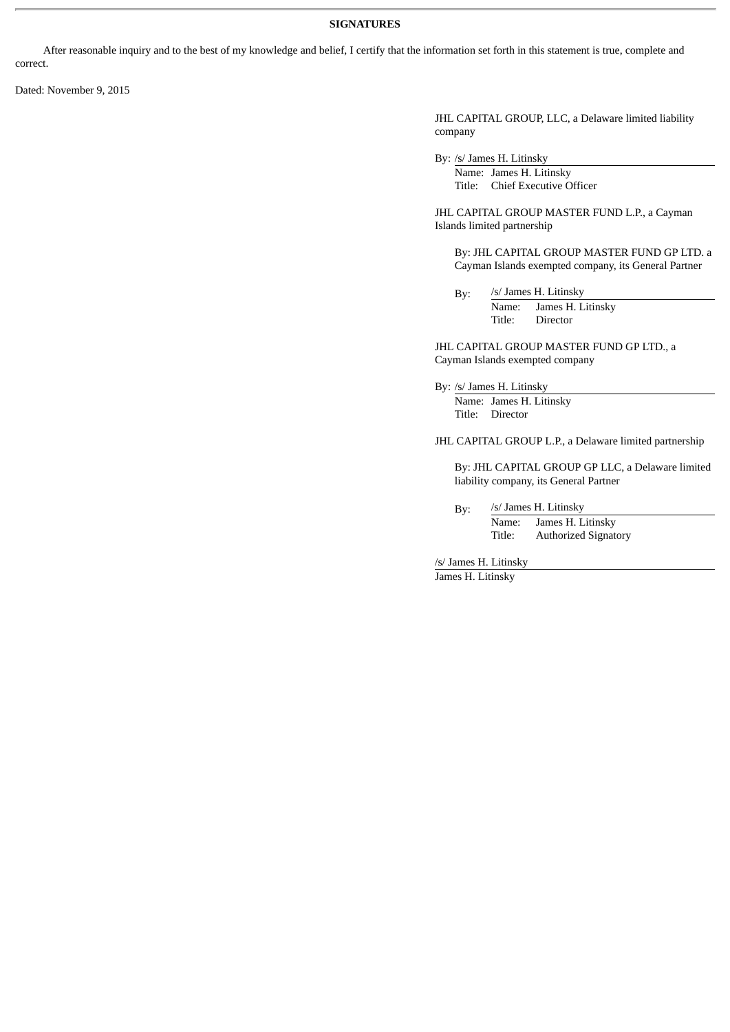**SIGNATURES**

After reasonable inquiry and to the best of my knowledge and belief, I certify that the information set forth in this statement is true, complete and correct.

Dated: November 9, 2015

JHL CAPITAL GROUP, LLC, a Delaware limited liability company

By: /s/ James H. Litinsky
Name: James H. Litinsky
Title: Chief Executive Officer

JHL CAPITAL GROUP MASTER FUND L.P., a Cayman Islands limited partnership

By: JHL CAPITAL GROUP MASTER FUND GP LTD. a Cayman Islands exempted company, its General Partner

By: /s/ James H. Litinsky
Name: James H. Litinsky
Title: Director

JHL CAPITAL GROUP MASTER FUND GP LTD., a Cayman Islands exempted company

By: /s/ James H. Litinsky
Name: James H. Litinsky
Title: Director

JHL CAPITAL GROUP L.P., a Delaware limited partnership

By: JHL CAPITAL GROUP GP LLC, a Delaware limited liability company, its General Partner

By: /s/ James H. Litinsky
Name: James H. Litinsky
Title: Authorized Signatory

/s/ James H. Litinsky
James H. Litinsky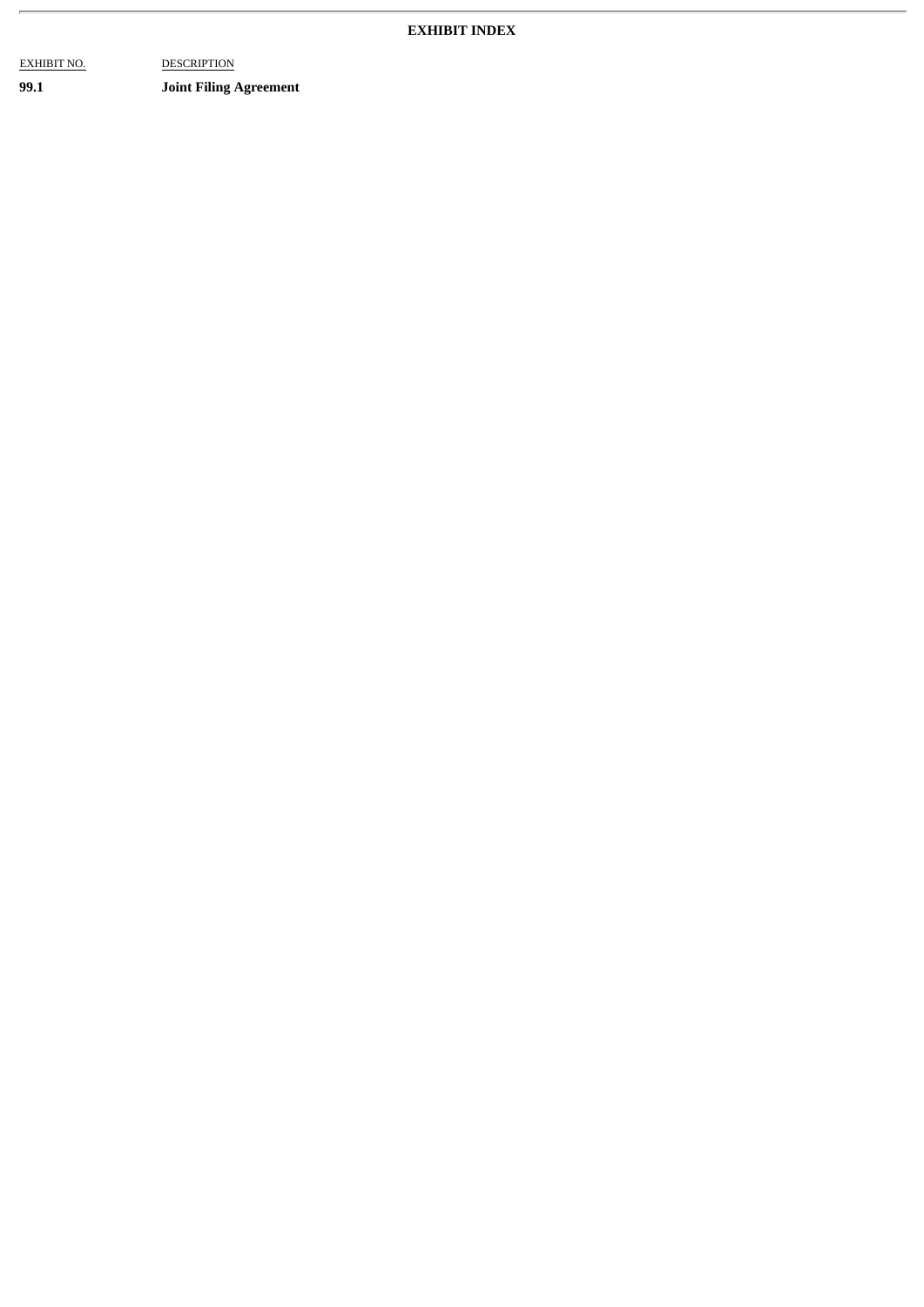**EXHIBIT INDEX**

| EXHIBIT NO. | DESCRIPTION |
| --- | --- |
| **99.1** | **Joint Filing Agreement** |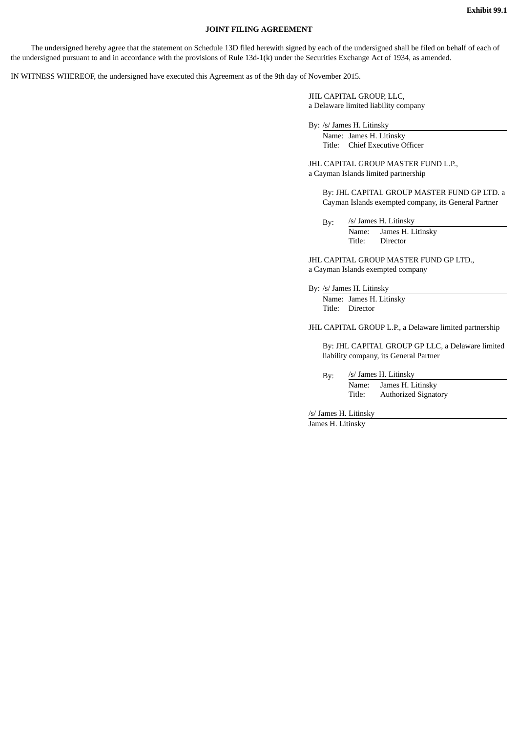**Exhibit 99.1**

**JOINT FILING AGREEMENT**

The undersigned hereby agree that the statement on Schedule 13D filed herewith signed by each of the undersigned shall be filed on behalf of each of the undersigned pursuant to and in accordance with the provisions of Rule 13d-1(k) under the Securities Exchange Act of 1934, as amended.

IN WITNESS WHEREOF, the undersigned have executed this Agreement as of the 9th day of November 2015.

JHL CAPITAL GROUP, LLC,
a Delaware limited liability company

By: /s/ James H. Litinsky
Name: James H. Litinsky
Title: Chief Executive Officer

JHL CAPITAL GROUP MASTER FUND L.P.,
a Cayman Islands limited partnership

By: JHL CAPITAL GROUP MASTER FUND GP LTD. a Cayman Islands exempted company, its General Partner

By: /s/ James H. Litinsky
Name: James H. Litinsky
Title: Director

JHL CAPITAL GROUP MASTER FUND GP LTD.,
a Cayman Islands exempted company

By: /s/ James H. Litinsky
Name: James H. Litinsky
Title: Director

JHL CAPITAL GROUP L.P., a Delaware limited partnership

By: JHL CAPITAL GROUP GP LLC, a Delaware limited liability company, its General Partner

By: /s/ James H. Litinsky
Name: James H. Litinsky
Title: Authorized Signatory

/s/ James H. Litinsky
James H. Litinsky